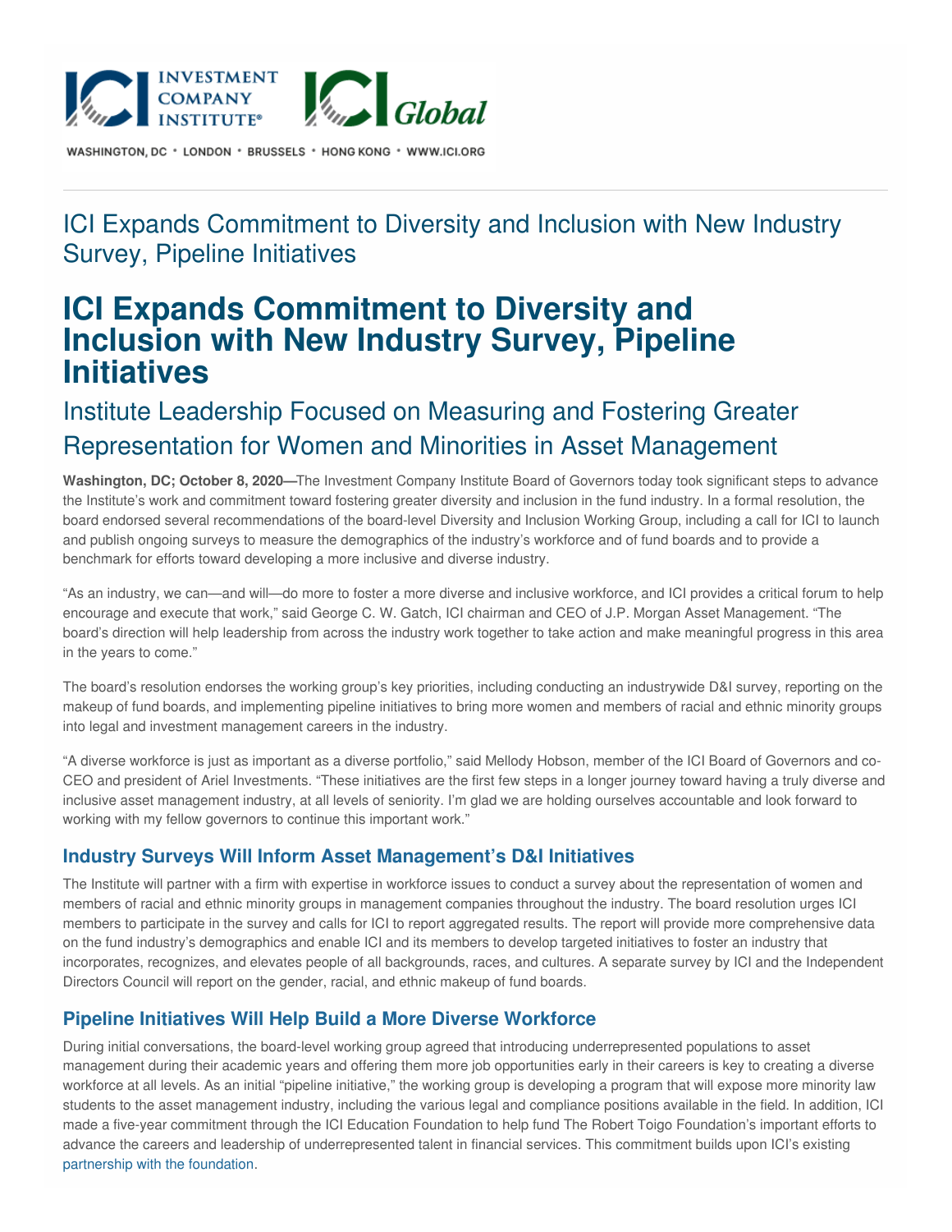WASHINGTON, DC • LONDON • BRUSSELS • HONG KONG • WWW.ICI.ORG

ICI Expands Commitment to Diversity and Inclusion with New Industry Survey, Pipeline Initiatives

# ICI Expands Commitment to Diversity and Inclusion with New Industry Survey, Pipeline Initiatives

## Institute Leadership Focused on Measuring and Fostering Greater Representation for Women and Minorities in Asset Management

**Washington, DC; October 8, 2020—**The Investment Company Institute Board of Governors today took significant steps to advance the Institute's work and commitment toward fostering greater diversity and inclusion in the fund industry. In a formal resolution, the board endorsed several recommendations of the board-level Diversity and Inclusion Working Group, including a call for ICI to launch and publish ongoing surveys to measure the demographics of the industry's workforce and of fund boards and to provide a benchmark for efforts toward developing a more inclusive and diverse industry.

"As an industry, we can—and will—do more to foster a more diverse and inclusive workforce, and ICI provides a critical forum to help encourage and execute that work," said George C. W. Gatch, ICI chairman and CEO of J.P. Morgan Asset Management. "The board's direction will help leadership from across the industry work together to take action and make meaningful progress in this area in the years to come."

The board's resolution endorses the working group's key priorities, including conducting an industrywide D&I survey, reporting on the makeup of fund boards, and implementing pipeline initiatives to bring more women and members of racial and ethnic minority groups into legal and investment management careers in the industry.

"A diverse workforce is just as important as a diverse portfolio," said Mellody Hobson, member of the ICI Board of Governors and co-CEO and president of Ariel Investments. "These initiatives are the first few steps in a longer journey toward having a truly diverse and inclusive asset management industry, at all levels of seniority. I'm glad we are holding ourselves accountable and look forward to working with my fellow governors to continue this important work."

### Industry Surveys Will Inform Asset Management's D&I Initiatives

The Institute will partner with a firm with expertise in workforce issues to conduct a survey about the representation of women and members of racial and ethnic minority groups in management companies throughout the industry. The board resolution urges ICI members to participate in the survey and calls for ICI to report aggregated results. The report will provide more comprehensive data on the fund industry's demographics and enable ICI and its members to develop targeted initiatives to foster an industry that incorporates, recognizes, and elevates people of all backgrounds, races, and cultures. A separate survey by ICI and the Independent Directors Council will report on the gender, racial, and ethnic makeup of fund boards.

### Pipeline Initiatives Will Help Build a More Diverse Workforce

During initial conversations, the board-level working group agreed that introducing underrepresented populations to asset management during their academic years and offering them more job opportunities early in their careers is key to creating a diverse workforce at all levels. As an initial "pipeline initiative," the working group is developing a program that will expose more minority law students to the asset management industry, including the various legal and compliance positions available in the field. In addition, ICI made a five-year commitment through the ICI Education Foundation to help fund The Robert Toigo Foundation's important efforts to advance the careers and leadership of underrepresented talent in financial services. This commitment builds upon ICI's existing partnership with the foundation.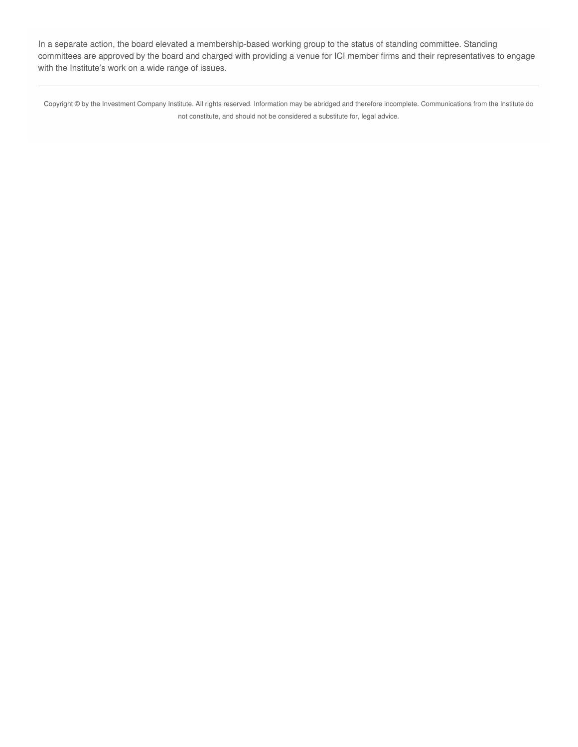In a separate action, the board elevated a membership-based working group to the status of standing committee. Standing committees are approved by the board and charged with providing a venue for ICI member firms and their representatives to engage with the Institute's work on a wide range of issues.

---

Copyright © by the Investment Company Institute. All rights reserved. Information may be abridged and therefore incomplete. Communications from the Institute do not constitute, and should not be considered a substitute for, legal advice.